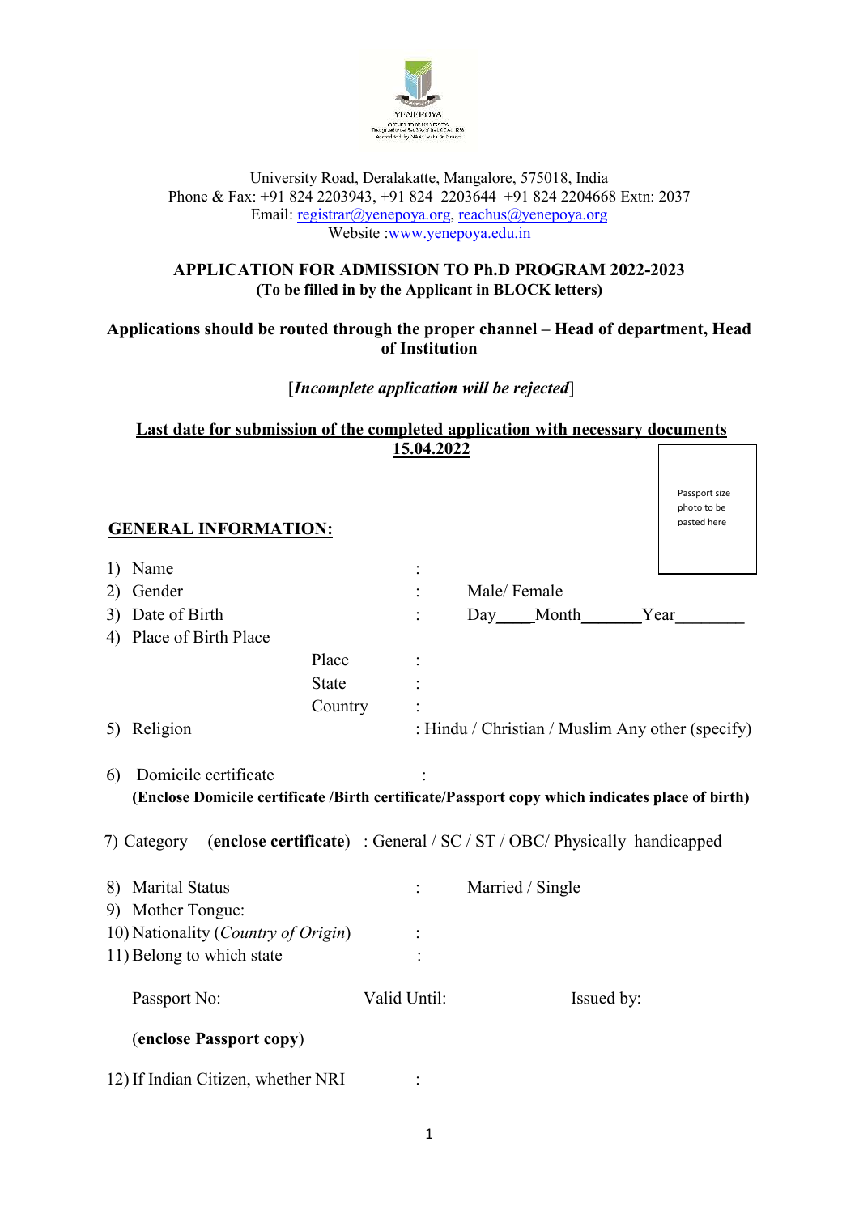University Road, Deralakatte, Mangalore, 575018, India
Phone & Fax: +91 824 2203943, +91 824 2203644 +91 824 2204668 Extn: 2037
Email: registrar@yenepoya.org, reachus@yenepoya.org
Website :www.yenepoya.edu.in

**APPLICATION FOR ADMISSION TO Ph.D PROGRAM 2022-2023**
**(To be filled in by the Applicant in BLOCK letters)**

**Applications should be routed through the proper channel – Head of department, Head of Institution**

[***Incomplete application will be rejected***]

**Last date for submission of the completed application with necessary documents 15.04.2022**

Passport size photo to be pasted here

**GENERAL INFORMATION:**

1) Name :
2) Gender : Male/ Female
3) Date of Birth : Day____Month_______Year________
4) Place of Birth Place
   - Place :
   - State :
   - Country :
5) Religion : Hindu / Christian / Muslim Any other (specify)

6) Domicile certificate :
   **(Enclose Domicile certificate /Birth certificate/Passport copy which indicates place of birth)**

7) Category (**enclose certificate**) : General / SC / ST / OBC/ Physically handicapped

8) Marital Status : Married / Single
9) Mother Tongue:
10) Nationality (*Country of Origin*) :
11) Belong to which state :

    Passport No: Valid Until: Issued by:

    (**enclose Passport copy**)

12) If Indian Citizen, whether NRI :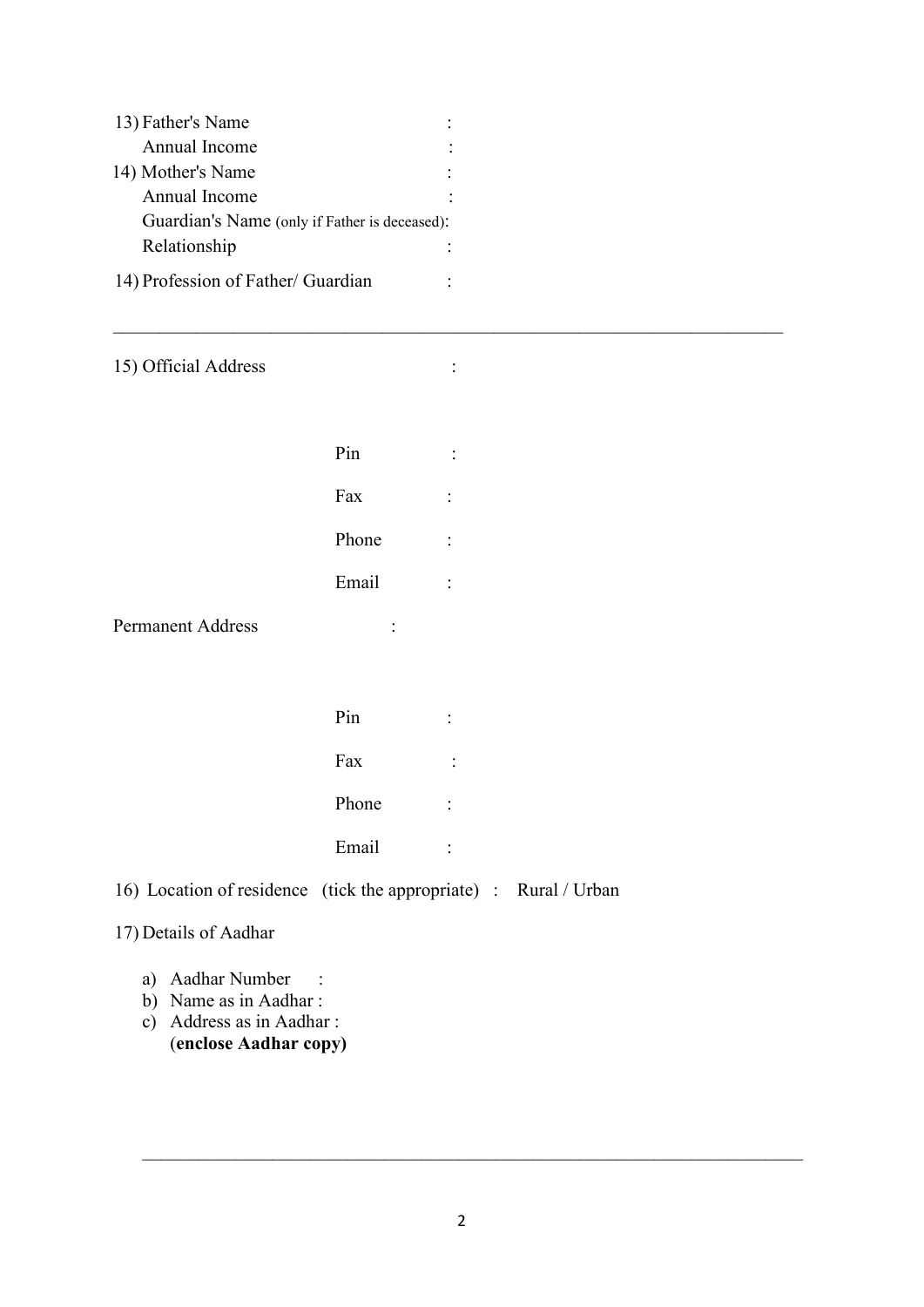13) Father's Name :

Annual Income :

14) Mother's Name :

Annual Income :

Guardian's Name (only if Father is deceased):

Relationship :

14) Profession of Father/ Guardian :

---

15) Official Address :

Pin :

Fax :

Phone :

Email :

Permanent Address :

Pin :

Fax :

Phone :

Email :

16) Location of residence (tick the appropriate) : Rural / Urban

17) Details of Aadhar

a) Aadhar Number :
b) Name as in Aadhar :
c) Address as in Aadhar :
(**enclose Aadhar copy)**

---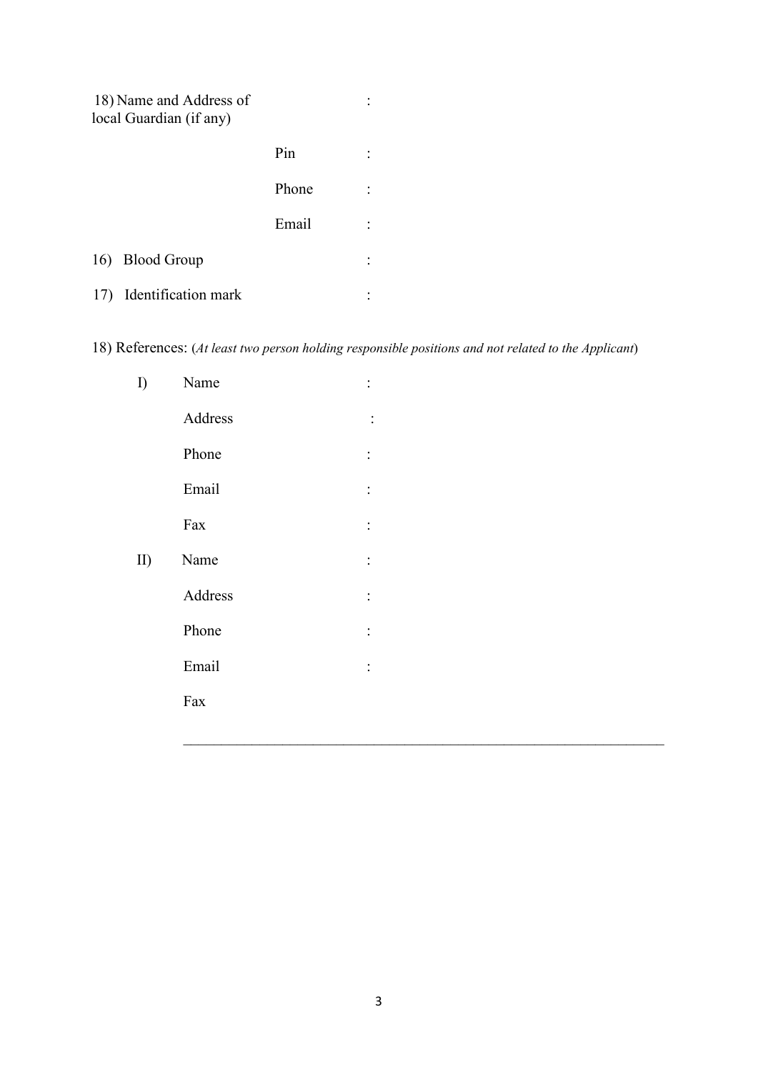18) Name and Address of local Guardian (if any) :

Pin :

Phone :

Email :

16) Blood Group :

17) Identification mark :

18) References: (*At least two person holding responsible positions and not related to the Applicant*)

I) Name :

Address :

Phone :

Email :

Fax :

II) Name :

Address :

Phone :

Email :

Fax

---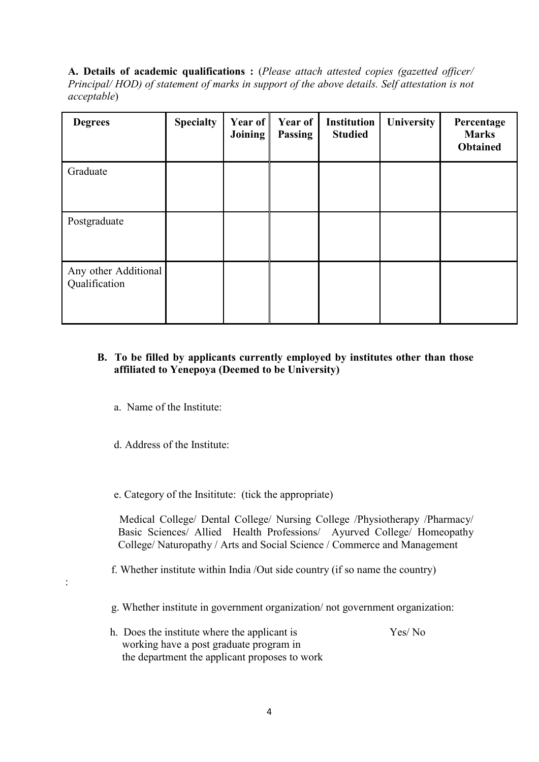**A. Details of academic qualifications :** (*Please attach attested copies (gazetted officer/ Principal/ HOD) of statement of marks in support of the above details. Self attestation is not acceptable*)

| **Degrees** | **Specialty** | **Year of Joining** | **Year of Passing** | **Institution Studied** | **University** | **Percentage Marks Obtained** |
|---|---|---|---|---|---|---|
| Graduate | | | | | | |
| Postgraduate | | | | | | |
| Any other Additional Qualification | | | | | | |

**B. To be filled by applicants currently employed by institutes other than those affiliated to Yenepoya (Deemed to be University)**

a. Name of the Institute:

d. Address of the Institute:

e. Category of the Insititute: (tick the appropriate)

Medical College/ Dental College/ Nursing College /Physiotherapy /Pharmacy/ Basic Sciences/ Allied Health Professions/ Ayurved College/ Homeopathy College/ Naturopathy / Arts and Social Science / Commerce and Management

f. Whether institute within India /Out side country (if so name the country)

:

g. Whether institute in government organization/ not government organization:

h. Does the institute where the applicant is working have a post graduate program in the department the applicant proposes to work Yes/ No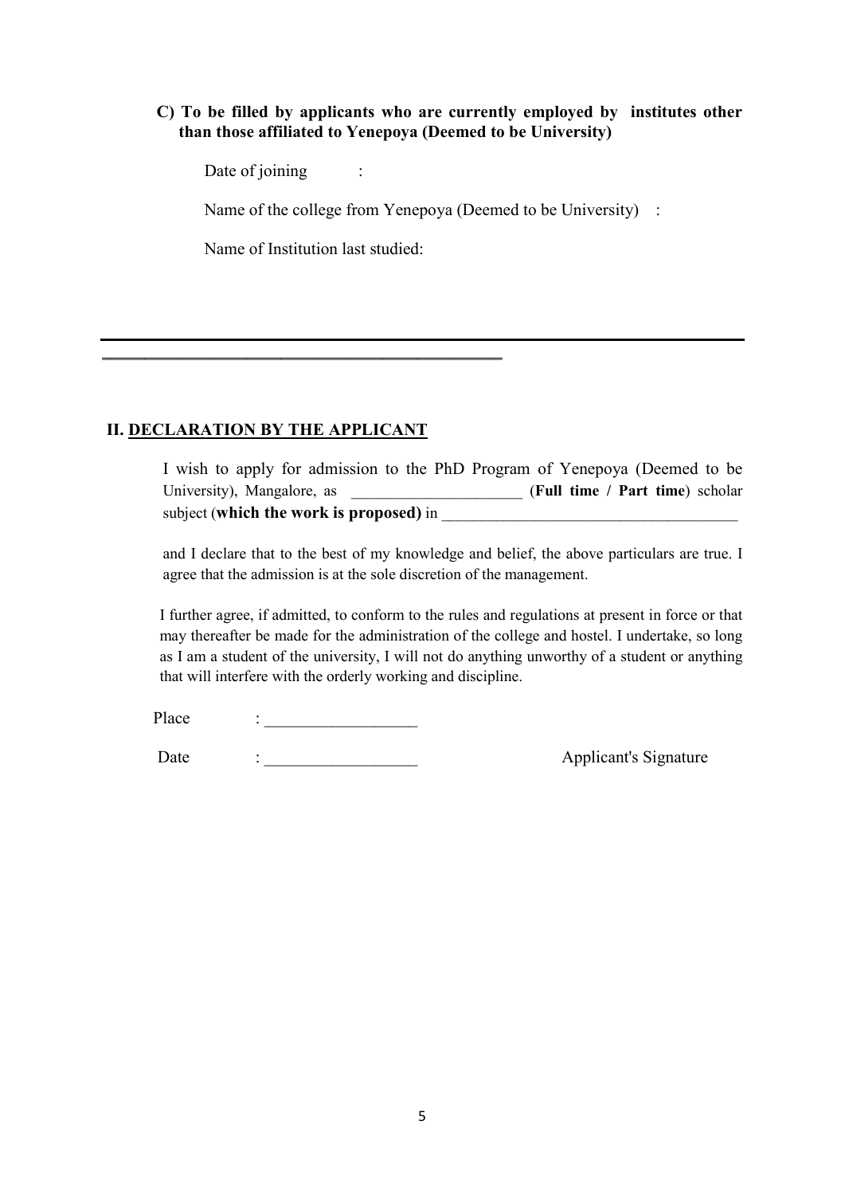**C) To be filled by applicants who are currently employed by institutes other than those affiliated to Yenepoya (Deemed to be University)**

Date of joining :

Name of the college from Yenepoya (Deemed to be University) :

Name of Institution last studied:

---

## II. DECLARATION BY THE APPLICANT

I wish to apply for admission to the PhD Program of Yenepoya (Deemed to be University), Mangalore, as ______________________ (**Full time / Part time**) scholar subject (**which the work is proposed)** in ______________________________________

and I declare that to the best of my knowledge and belief, the above particulars are true. I agree that the admission is at the sole discretion of the management.

I further agree, if admitted, to conform to the rules and regulations at present in force or that may thereafter be made for the administration of the college and hostel. I undertake, so long as I am a student of the university, I will not do anything unworthy of a student or anything that will interfere with the orderly working and discipline.

Place : __________________

Date : __________________ Applicant's Signature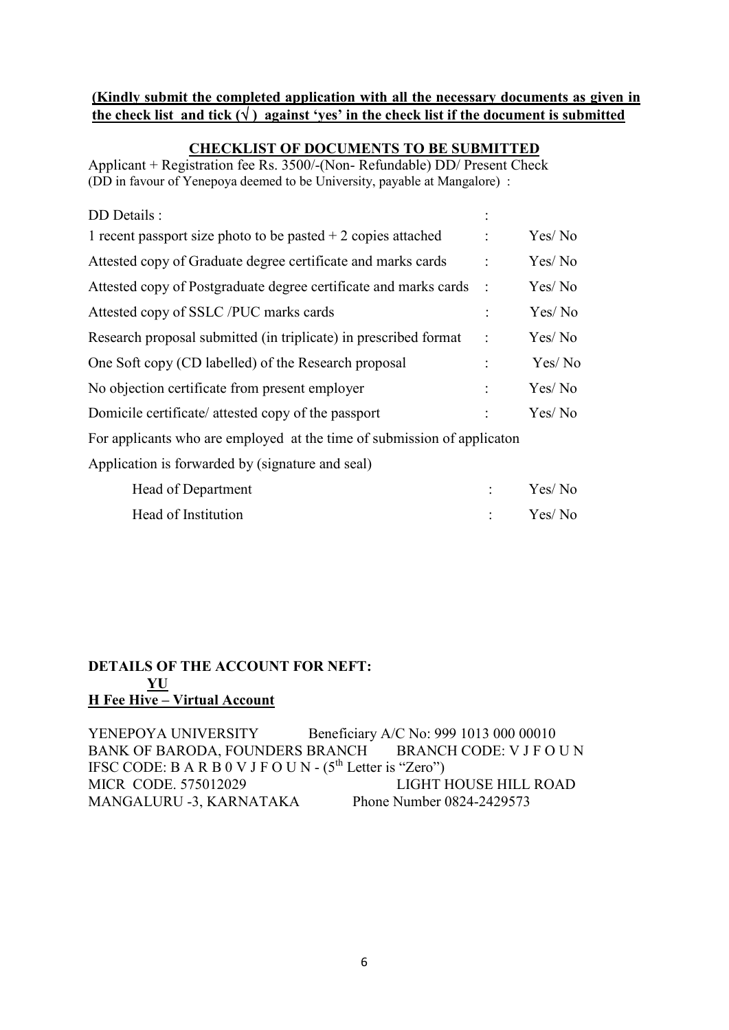**(Kindly submit the completed application with all the necessary documents as given in the check list and tick (√) against 'yes' in the check list if the document is submitted**

## CHECKLIST OF DOCUMENTS TO BE SUBMITTED

Applicant + Registration fee Rs. 3500/-(Non- Refundable) DD/ Present Check
(DD in favour of Yenepoya deemed to be University, payable at Mangalore) :

| | | |
|---|---|---|
| DD Details : | : | |
| 1 recent passport size photo to be pasted + 2 copies attached | : | Yes/ No |
| Attested copy of Graduate degree certificate and marks cards | : | Yes/ No |
| Attested copy of Postgraduate degree certificate and marks cards | : | Yes/ No |
| Attested copy of SSLC /PUC marks cards | : | Yes/ No |
| Research proposal submitted (in triplicate) in prescribed format | : | Yes/ No |
| One Soft copy (CD labelled) of the Research proposal | : | Yes/ No |
| No objection certificate from present employer | : | Yes/ No |
| Domicile certificate/ attested copy of the passport | : | Yes/ No |

For applicants who are employed at the time of submission of applicaton

Application is forwarded by (signature and seal)

| | | |
|---|---|---|
| Head of Department | : | Yes/ No |
| Head of Institution | : | Yes/ No |

**DETAILS OF THE ACCOUNT FOR NEFT:**

**YU**

**H Fee Hive – Virtual Account**

YENEPOYA UNIVERSITY Beneficiary A/C No: 999 1013 000 00010
BANK OF BARODA, FOUNDERS BRANCH BRANCH CODE: V J F O U N
IFSC CODE: B A R B 0 V J F O U N - (5th Letter is "Zero")
MICR CODE. 575012029 LIGHT HOUSE HILL ROAD
MANGALURU -3, KARNATAKA Phone Number 0824-2429573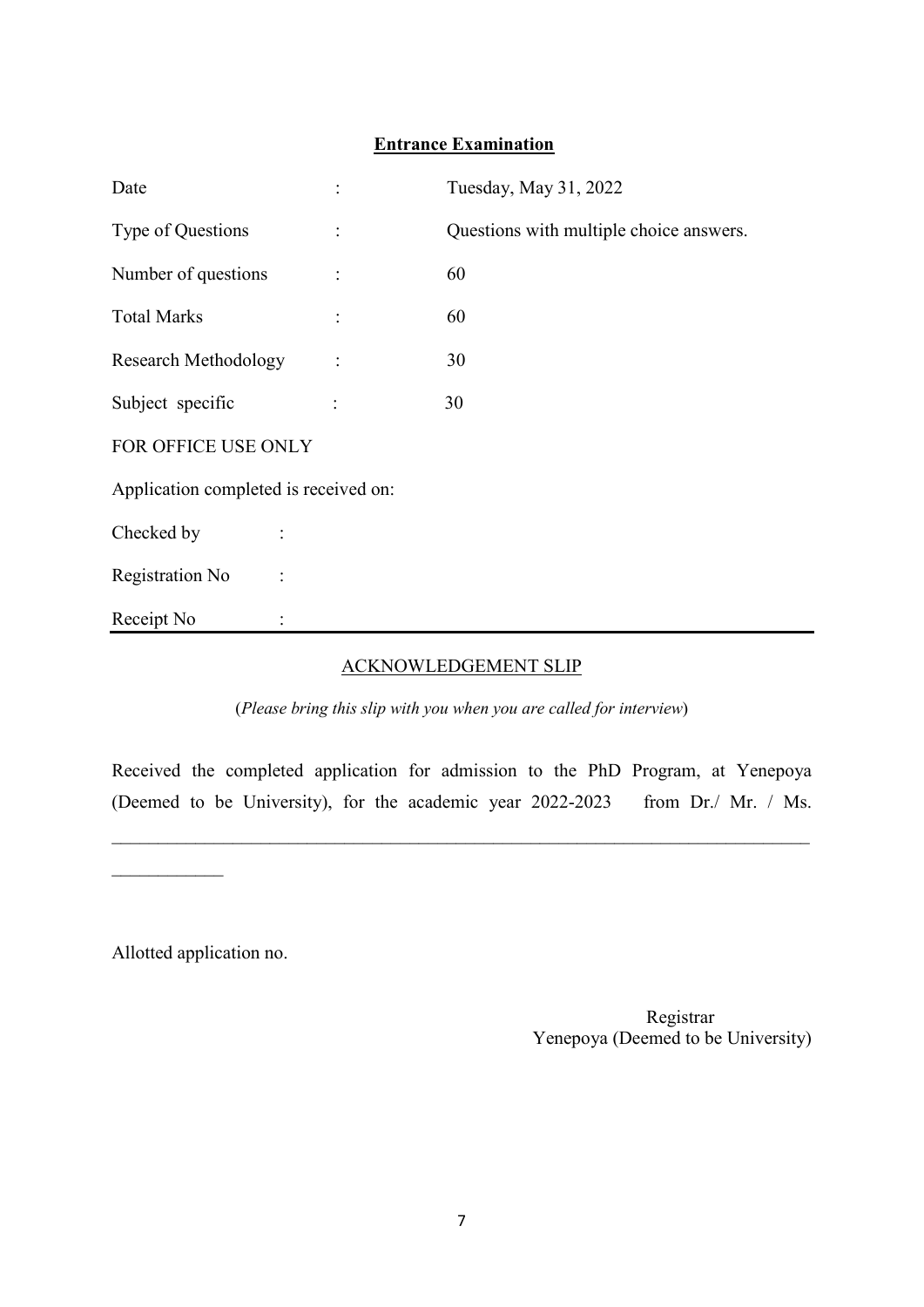**Entrance Examination**

| | | |
|---|---|---|
| Date | : | Tuesday, May 31, 2022 |
| Type of Questions | : | Questions with multiple choice answers. |
| Number of questions | : | 60 |
| Total Marks | : | 60 |
| Research Methodology | : | 30 |
| Subject specific | : | 30 |

FOR OFFICE USE ONLY

Application completed is received on:

Checked by :

Registration No :

Receipt No :

---

ACKNOWLEDGEMENT SLIP

(*Please bring this slip with you when you are called for interview*)

Received the completed application for admission to the PhD Program, at Yenepoya (Deemed to be University), for the academic year 2022-2023 from Dr./ Mr. / Ms. ______________________________________________________________________________ ____________

Allotted application no.

Registrar
Yenepoya (Deemed to be University)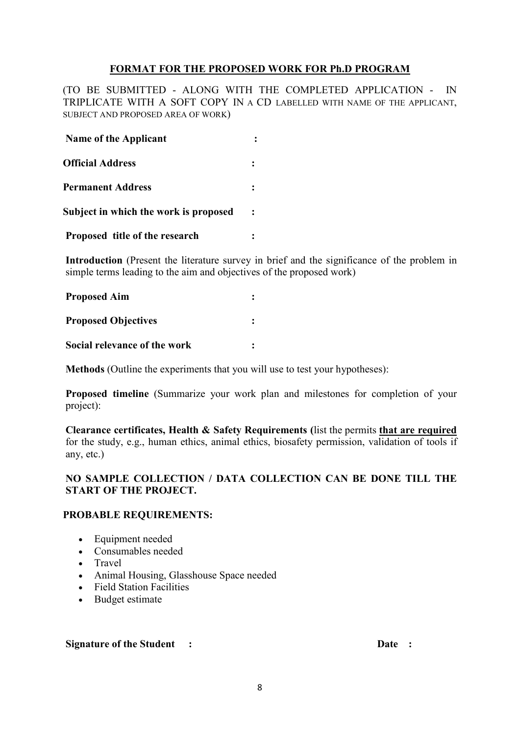## FORMAT FOR THE PROPOSED WORK FOR Ph.D PROGRAM

(TO BE SUBMITTED - ALONG WITH THE COMPLETED APPLICATION - IN TRIPLICATE WITH A SOFT COPY IN A CD LABELLED WITH NAME OF THE APPLICANT, SUBJECT AND PROPOSED AREA OF WORK)

**Name of the Applicant** :

**Official Address** :

**Permanent Address** :

**Subject in which the work is proposed** :

**Proposed title of the research** :

**Introduction** (Present the literature survey in brief and the significance of the problem in simple terms leading to the aim and objectives of the proposed work)

**Proposed Aim** :

**Proposed Objectives** :

**Social relevance of the work** :

**Methods** (Outline the experiments that you will use to test your hypotheses):

**Proposed timeline** (Summarize your work plan and milestones for completion of your project):

**Clearance certificates, Health & Safety Requirements (**list the permits **that are required** for the study, e.g., human ethics, animal ethics, biosafety permission, validation of tools if any, etc.)

**NO SAMPLE COLLECTION / DATA COLLECTION CAN BE DONE TILL THE START OF THE PROJECT.**

**PROBABLE REQUIREMENTS:**

- Equipment needed
- Consumables needed
- Travel
- Animal Housing, Glasshouse Space needed
- Field Station Facilities
- Budget estimate

**Signature of the Student** : **Date** :